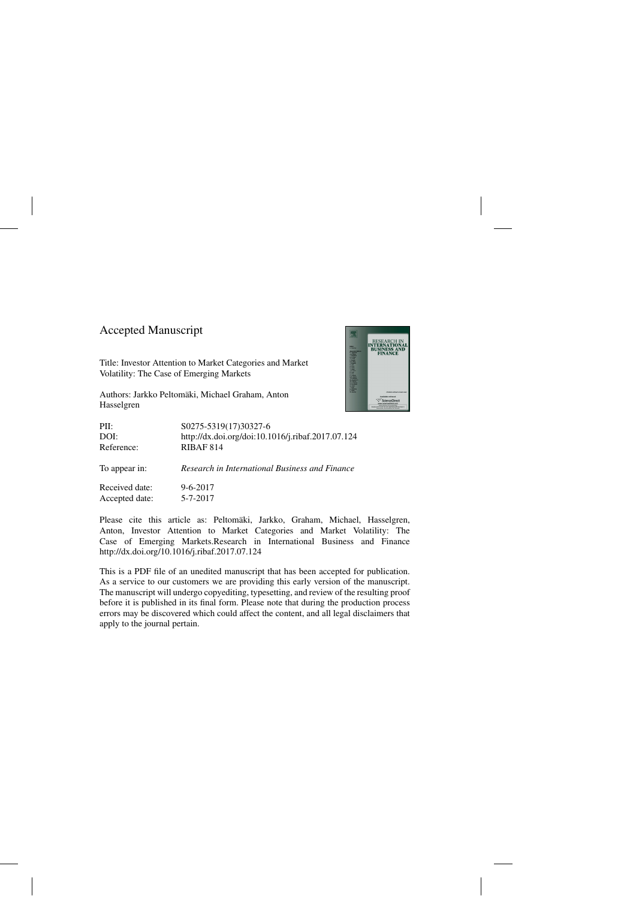## Accepted Manuscript

Title: Investor Attention to Market Categories and Market Volatility: The Case of Emerging Markets

Authors: Jarkko Peltomäki, Michael Graham, Anton Hasselgren

| | |
|---|---|
| PII: | S0275-5319(17)30327-6 |
| DOI: | http://dx.doi.org/doi:10.1016/j.ribaf.2017.07.124 |
| Reference: | RIBAF 814 |
| To appear in: | *Research in International Business and Finance* |
| Received date: | 9-6-2017 |
| Accepted date: | 5-7-2017 |

Please cite this article as: Peltomäki, Jarkko, Graham, Michael, Hasselgren, Anton, Investor Attention to Market Categories and Market Volatility: The Case of Emerging Markets.Research in International Business and Finance http://dx.doi.org/10.1016/j.ribaf.2017.07.124

This is a PDF file of an unedited manuscript that has been accepted for publication. As a service to our customers we are providing this early version of the manuscript. The manuscript will undergo copyediting, typesetting, and review of the resulting proof before it is published in its final form. Please note that during the production process errors may be discovered which could affect the content, and all legal disclaimers that apply to the journal pertain.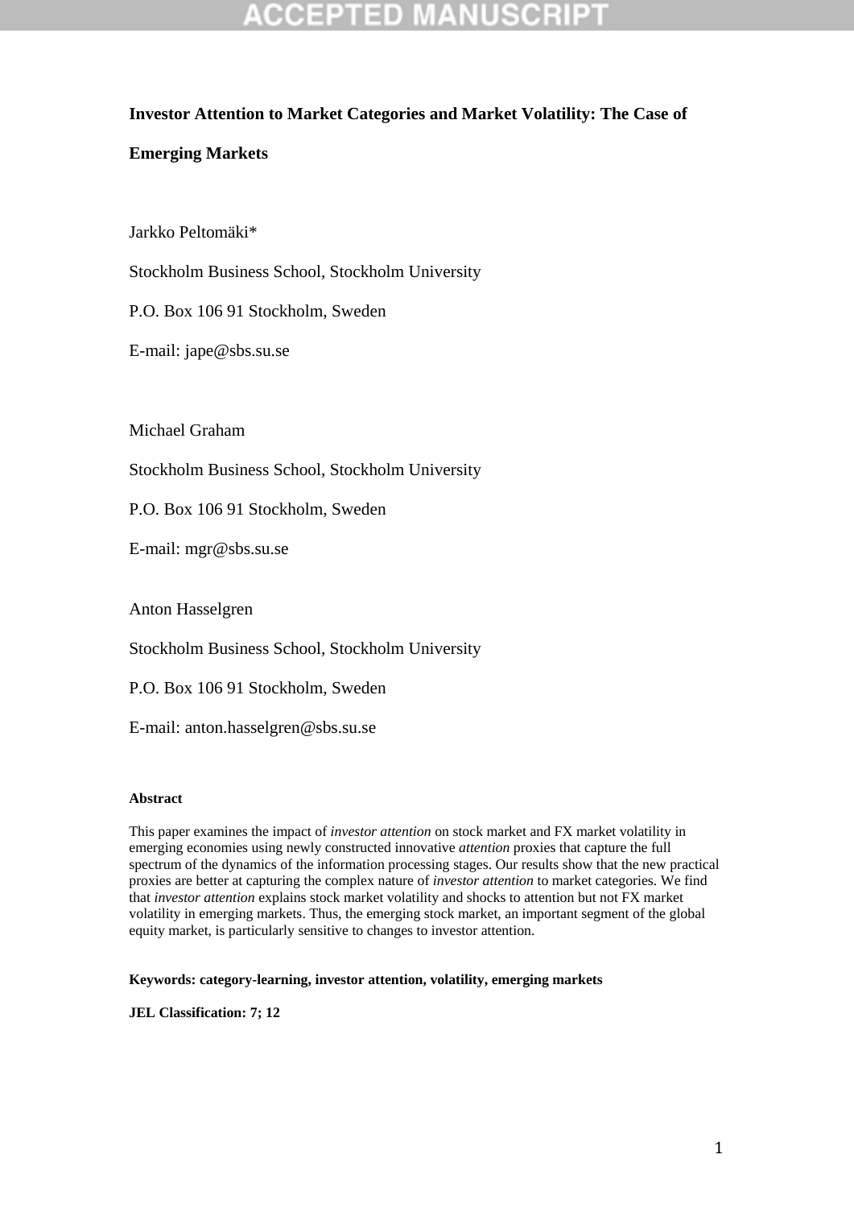**Investor Attention to Market Categories and Market Volatility: The Case of Emerging Markets**

Jarkko Peltomäki*

Stockholm Business School, Stockholm University

P.O. Box 106 91 Stockholm, Sweden

E-mail: jape@sbs.su.se

Michael Graham

Stockholm Business School, Stockholm University

P.O. Box 106 91 Stockholm, Sweden

E-mail: mgr@sbs.su.se

Anton Hasselgren

Stockholm Business School, Stockholm University

P.O. Box 106 91 Stockholm, Sweden

E-mail: anton.hasselgren@sbs.su.se

**Abstract**

This paper examines the impact of *investor attention* on stock market and FX market volatility in emerging economies using newly constructed innovative *attention* proxies that capture the full spectrum of the dynamics of the information processing stages. Our results show that the new practical proxies are better at capturing the complex nature of *investor attention* to market categories. We find that *investor attention* explains stock market volatility and shocks to attention but not FX market volatility in emerging markets. Thus, the emerging stock market, an important segment of the global equity market, is particularly sensitive to changes to investor attention.

**Keywords: category-learning, investor attention, volatility, emerging markets**

**JEL Classification: 7; 12**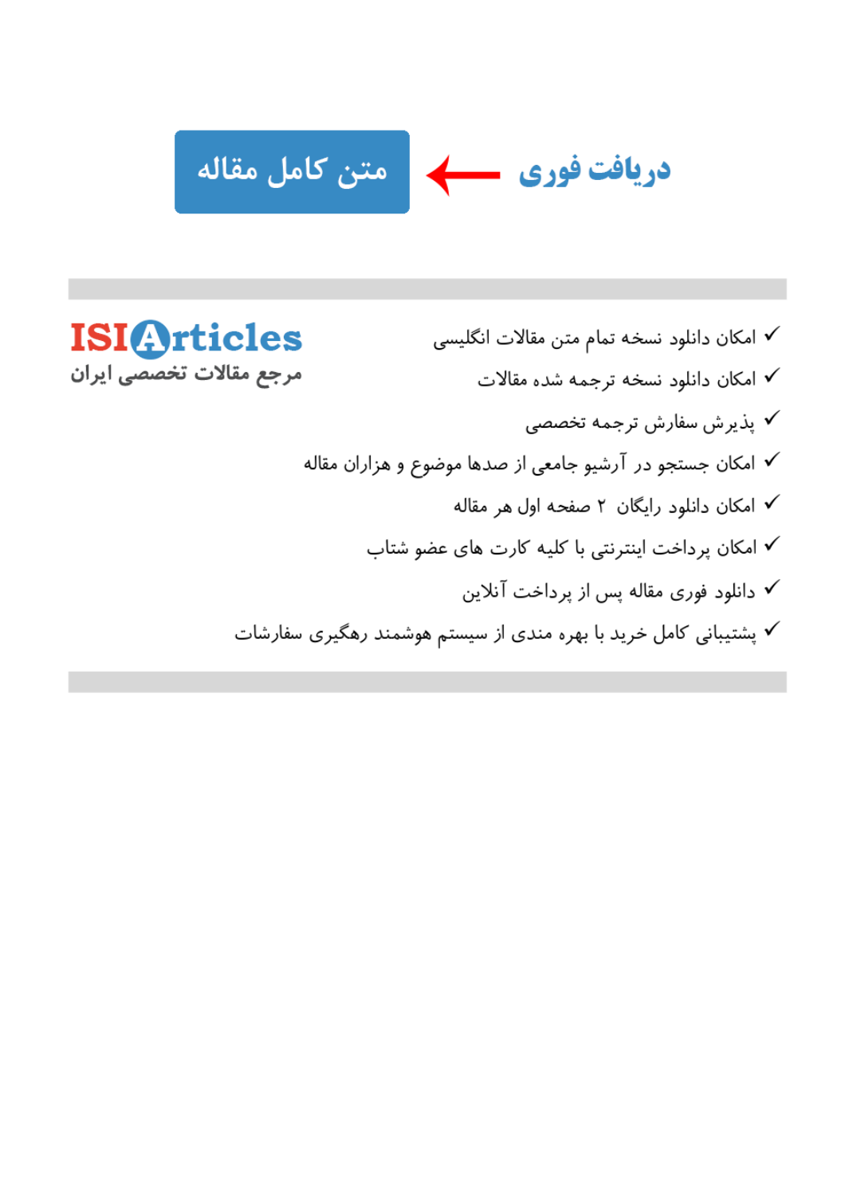دریافت فوری ← متن کامل مقاله

**ISIArticles**
مرجع مقالات تخصصی ایران

- ✓ امکان دانلود نسخه تمام متن مقالات انگلیسی
- ✓ امکان دانلود نسخه ترجمه شده مقالات
- ✓ پذیرش سفارش ترجمه تخصصی
- ✓ امکان جستجو در آرشیو جامعی از صدها موضوع و هزاران مقاله
- ✓ امکان دانلود رایگان ۲ صفحه اول هر مقاله
- ✓ امکان پرداخت اینترنتی با کلیه کارت های عضو شتاب
- ✓ دانلود فوری مقاله پس از پرداخت آنلاین
- ✓ پشتیبانی کامل خرید با بهره مندی از سیستم هوشمند رهگیری سفارشات